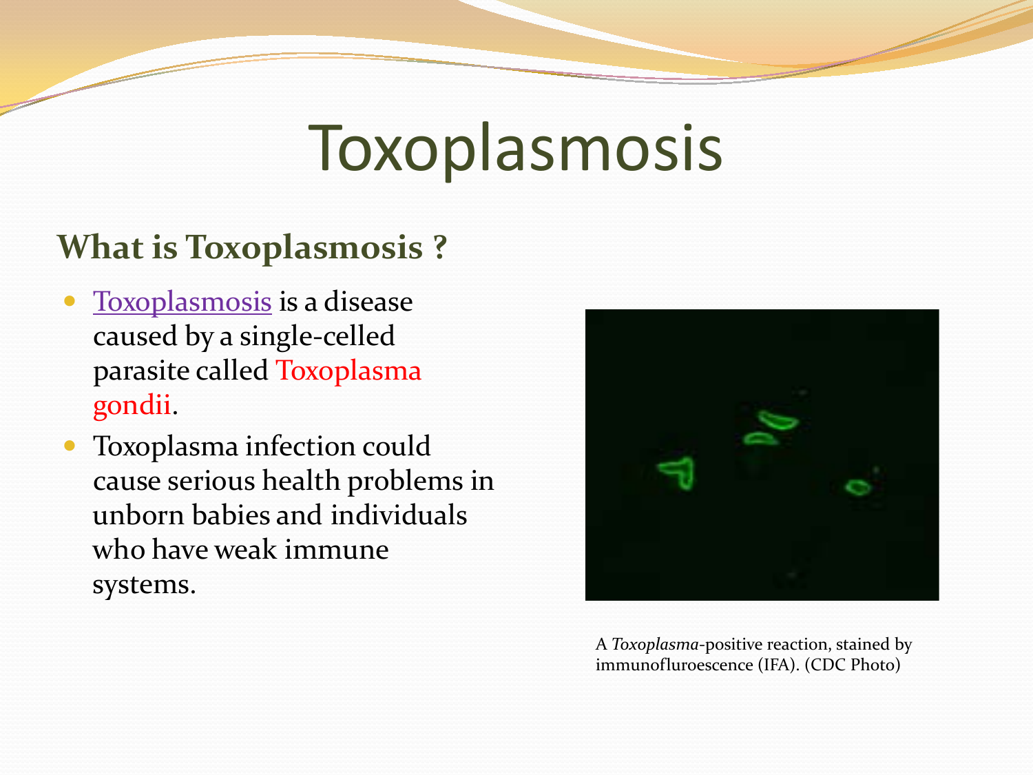# Toxoplasmosis

## What is Toxoplasmosis ?

- Toxoplasmosis is a disease caused by a single-celled parasite called Toxoplasma gondii.
- Toxoplasma infection could cause serious health problems in unborn babies and individuals who have weak immune systems.

A *Toxoplasma*-positive reaction, stained by immunofluroescence (IFA). (CDC Photo)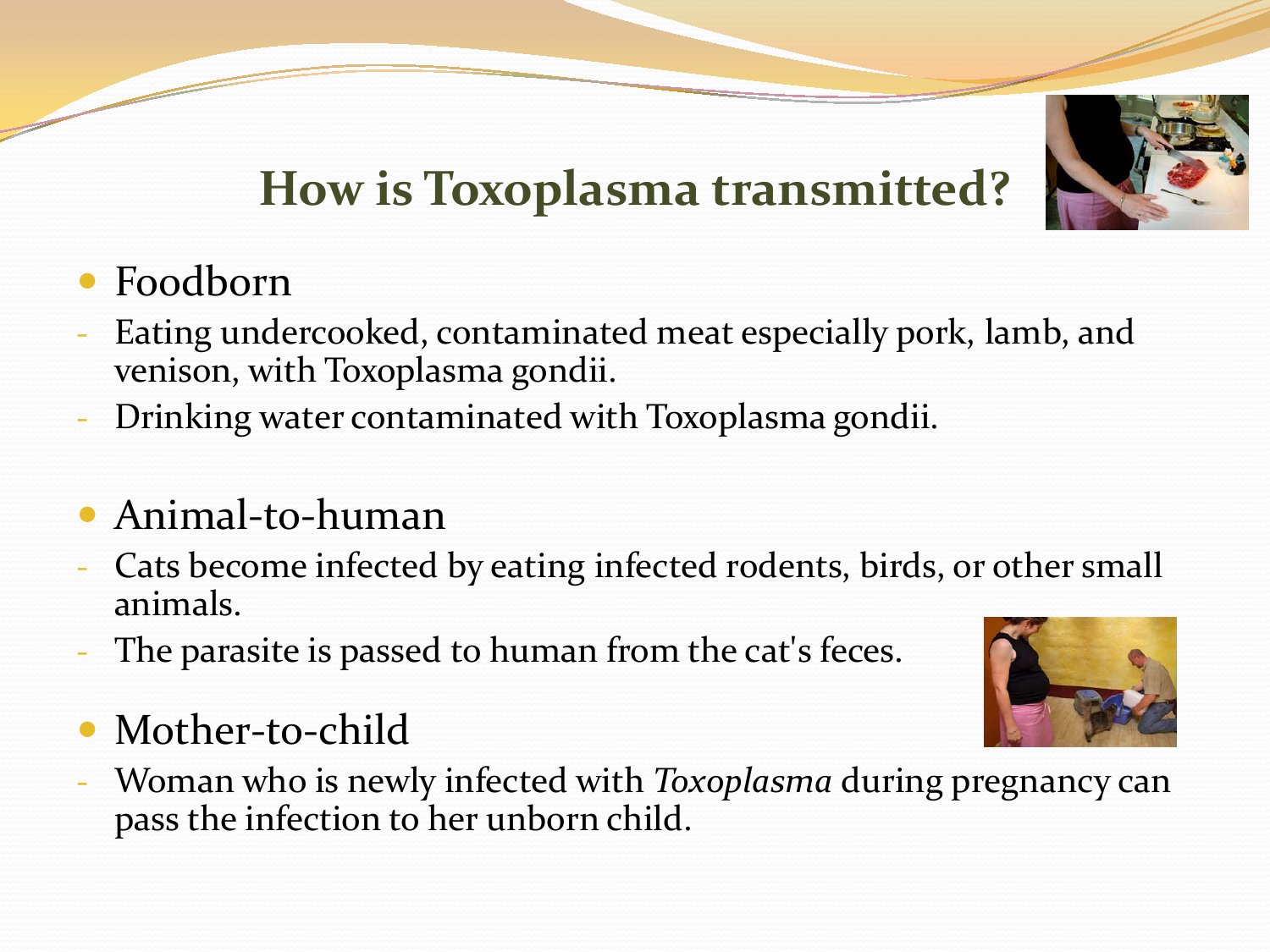# How is Toxoplasma transmitted?

- Foodborn
  - Eating undercooked, contaminated meat especially pork, lamb, and venison, with Toxoplasma gondii.
  - Drinking water contaminated with Toxoplasma gondii.

- Animal-to-human
  - Cats become infected by eating infected rodents, birds, or other small animals.
  - The parasite is passed to human from the cat's feces.

- Mother-to-child
  - Woman who is newly infected with *Toxoplasma* during pregnancy can pass the infection to her unborn child.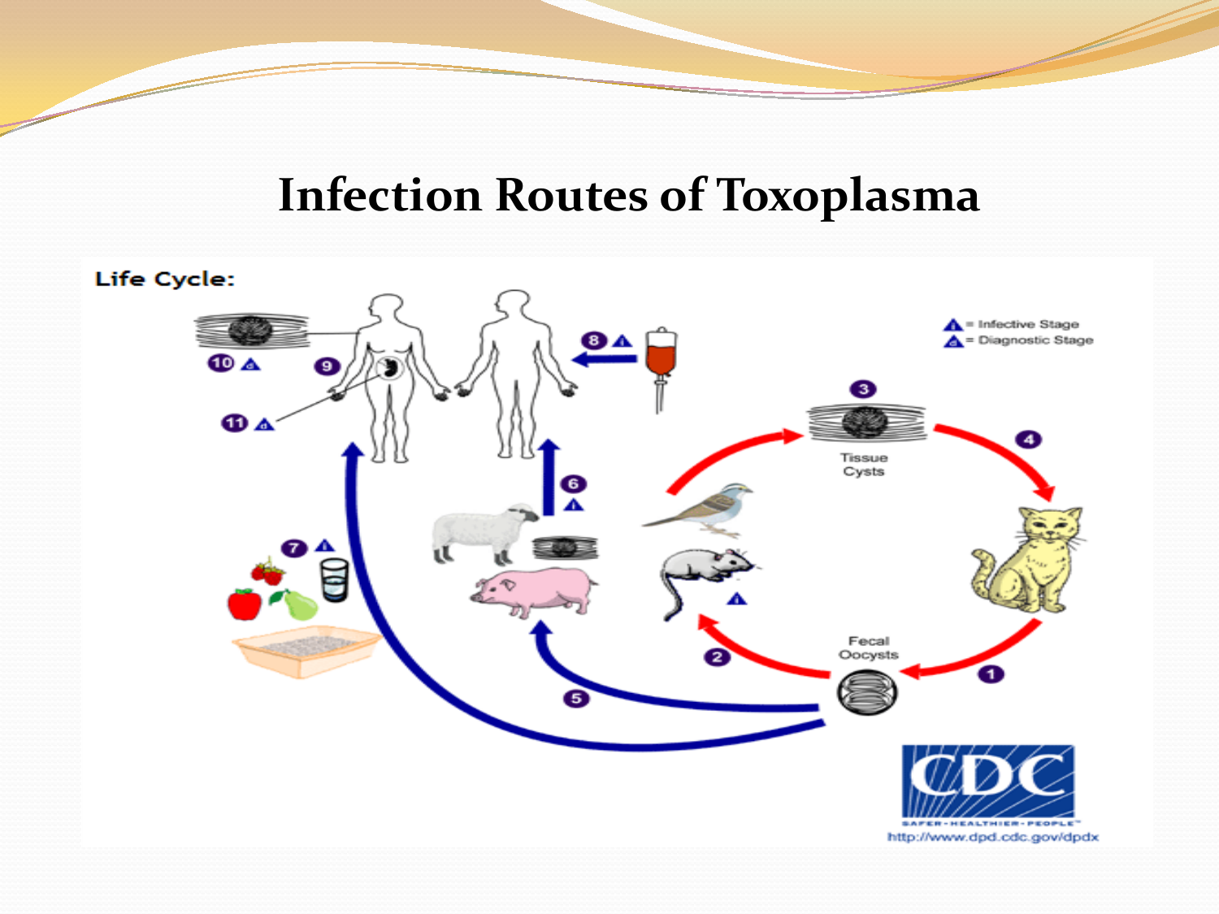# Infection Routes of Toxoplasma

Life Cycle:

= Infective Stage

= Diagnostic Stage

Tissue Cysts

Fecal Oocysts

http://www.dpd.cdc.gov/dpdx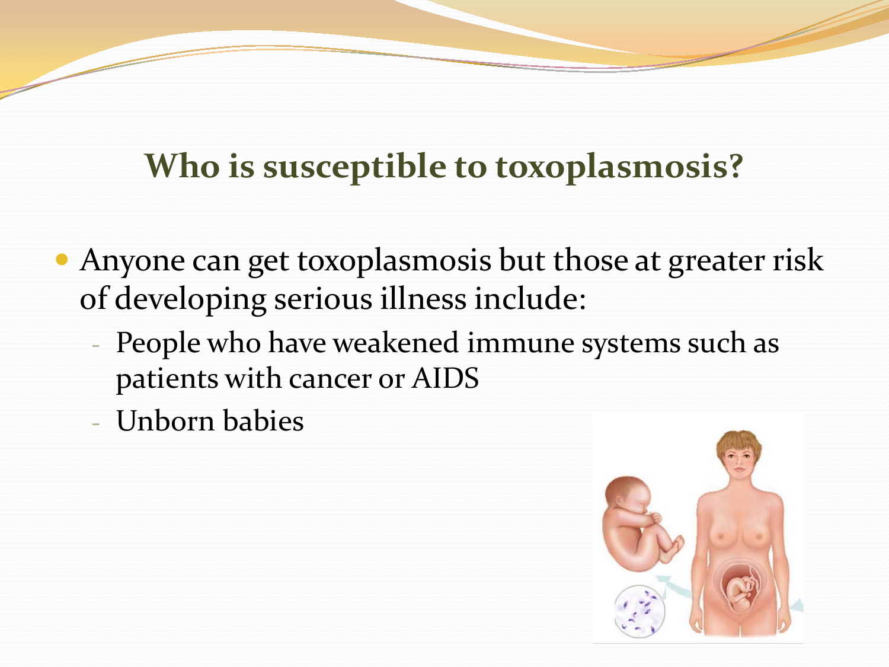## Who is susceptible to toxoplasmosis?

- Anyone can get toxoplasmosis but those at greater risk of developing serious illness include:
  - People who have weakened immune systems such as patients with cancer or AIDS
  - Unborn babies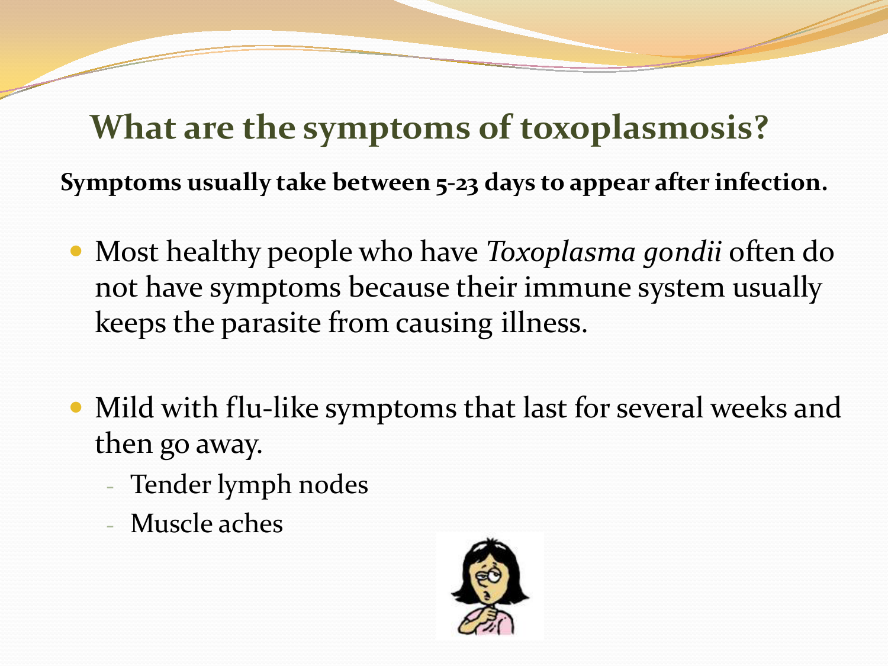## What are the symptoms of toxoplasmosis?

**Symptoms usually take between 5-23 days to appear after infection.**

- Most healthy people who have *Toxoplasma gondii* often do not have symptoms because their immune system usually keeps the parasite from causing illness.

- Mild with flu-like symptoms that last for several weeks and then go away.
  - Tender lymph nodes
  - Muscle aches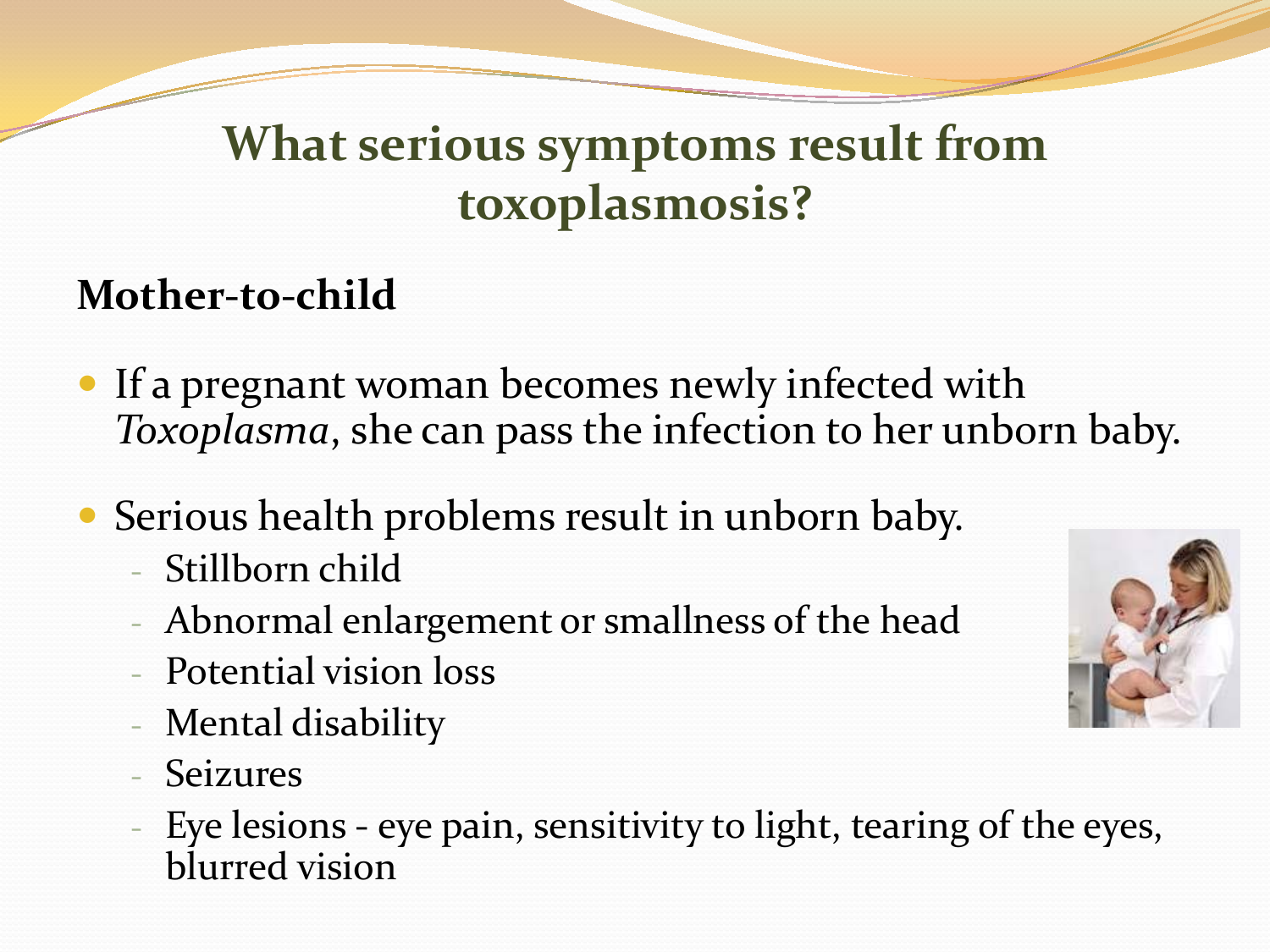# What serious symptoms result from toxoplasmosis?

**Mother-to-child**

- If a pregnant woman becomes newly infected with *Toxoplasma*, she can pass the infection to her unborn baby.
- Serious health problems result in unborn baby.
  - Stillborn child
  - Abnormal enlargement or smallness of the head
  - Potential vision loss
  - Mental disability
  - Seizures
  - Eye lesions - eye pain, sensitivity to light, tearing of the eyes, blurred vision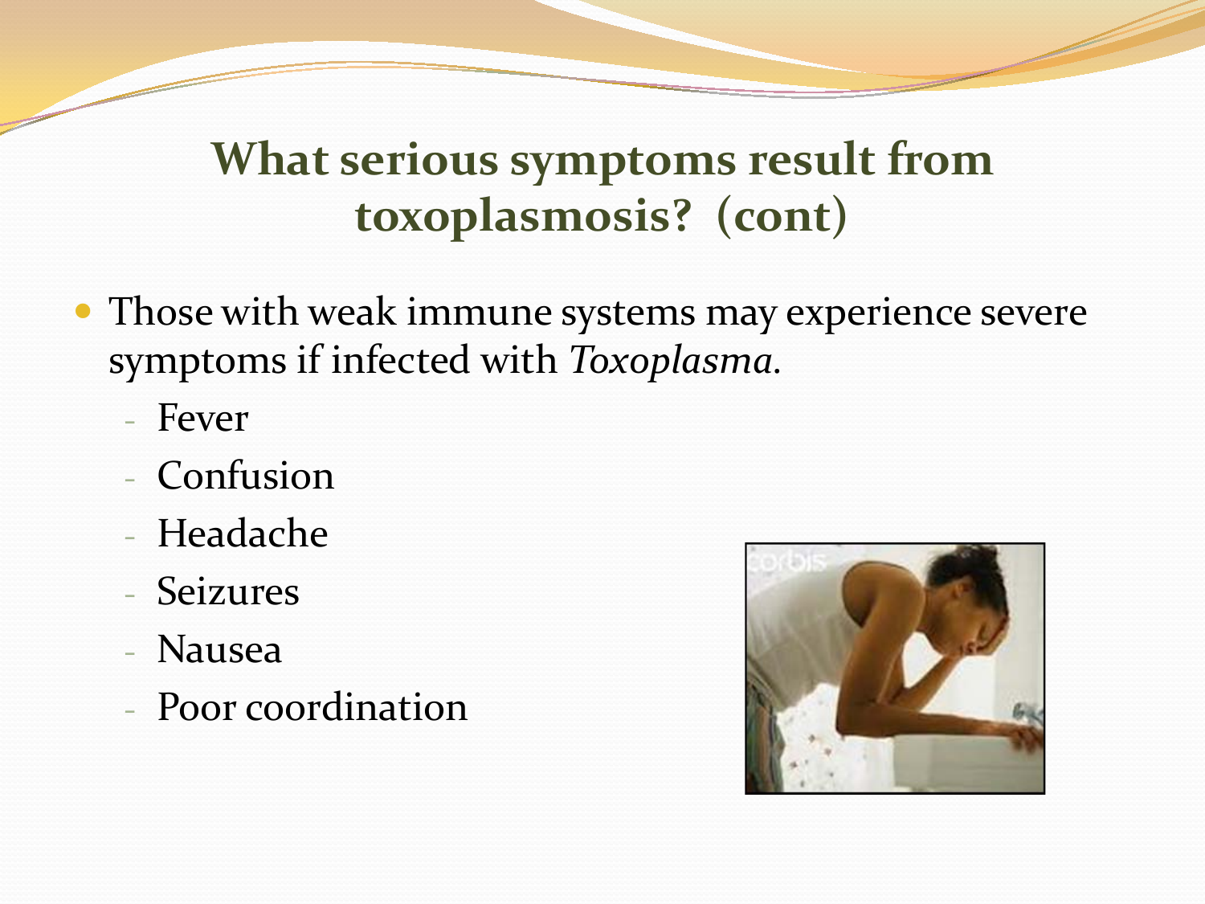# What serious symptoms result from toxoplasmosis? (cont)

- Those with weak immune systems may experience severe symptoms if infected with *Toxoplasma*.
  - Fever
  - Confusion
  - Headache
  - Seizures
  - Nausea
  - Poor coordination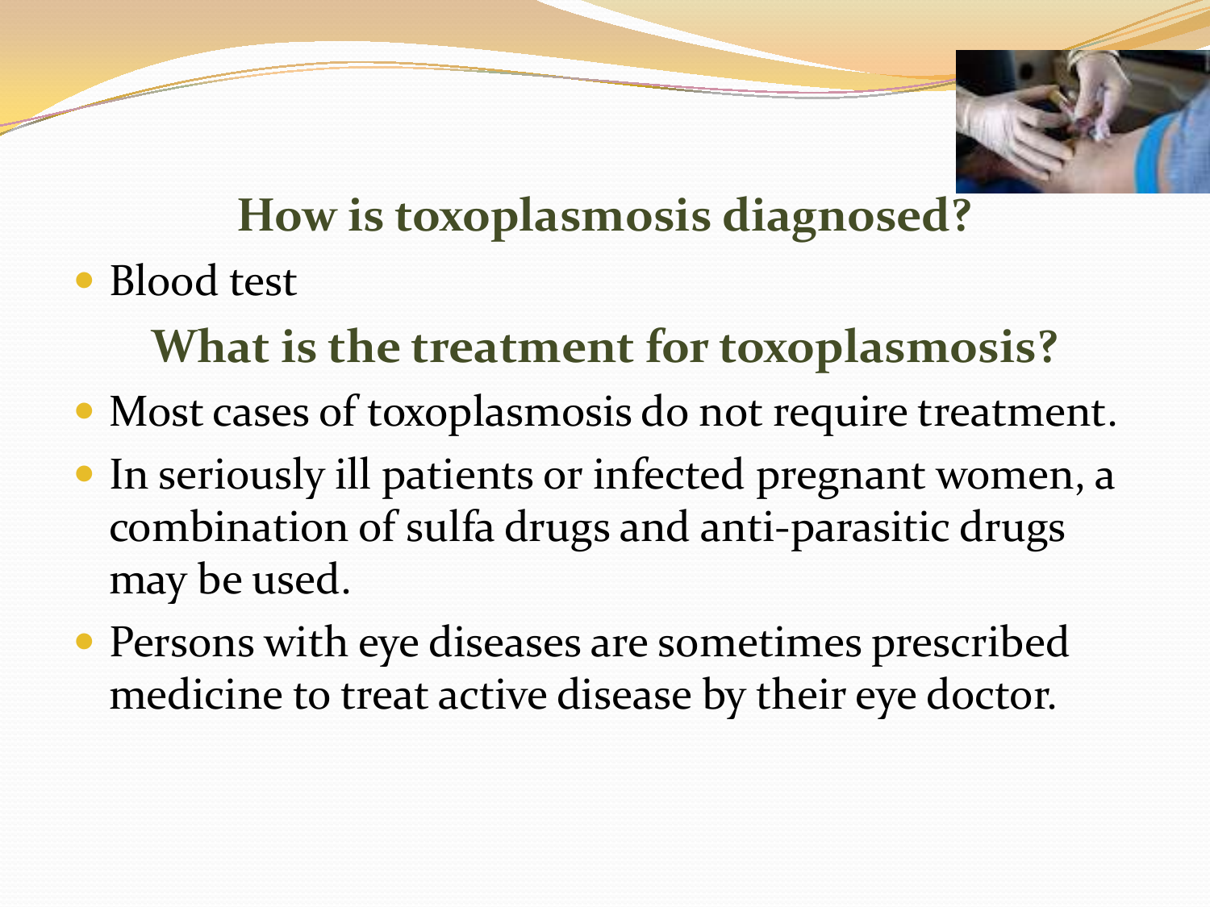## How is toxoplasmosis diagnosed?

- Blood test

## What is the treatment for toxoplasmosis?

- Most cases of toxoplasmosis do not require treatment.
- In seriously ill patients or infected pregnant women, a combination of sulfa drugs and anti-parasitic drugs may be used.
- Persons with eye diseases are sometimes prescribed medicine to treat active disease by their eye doctor.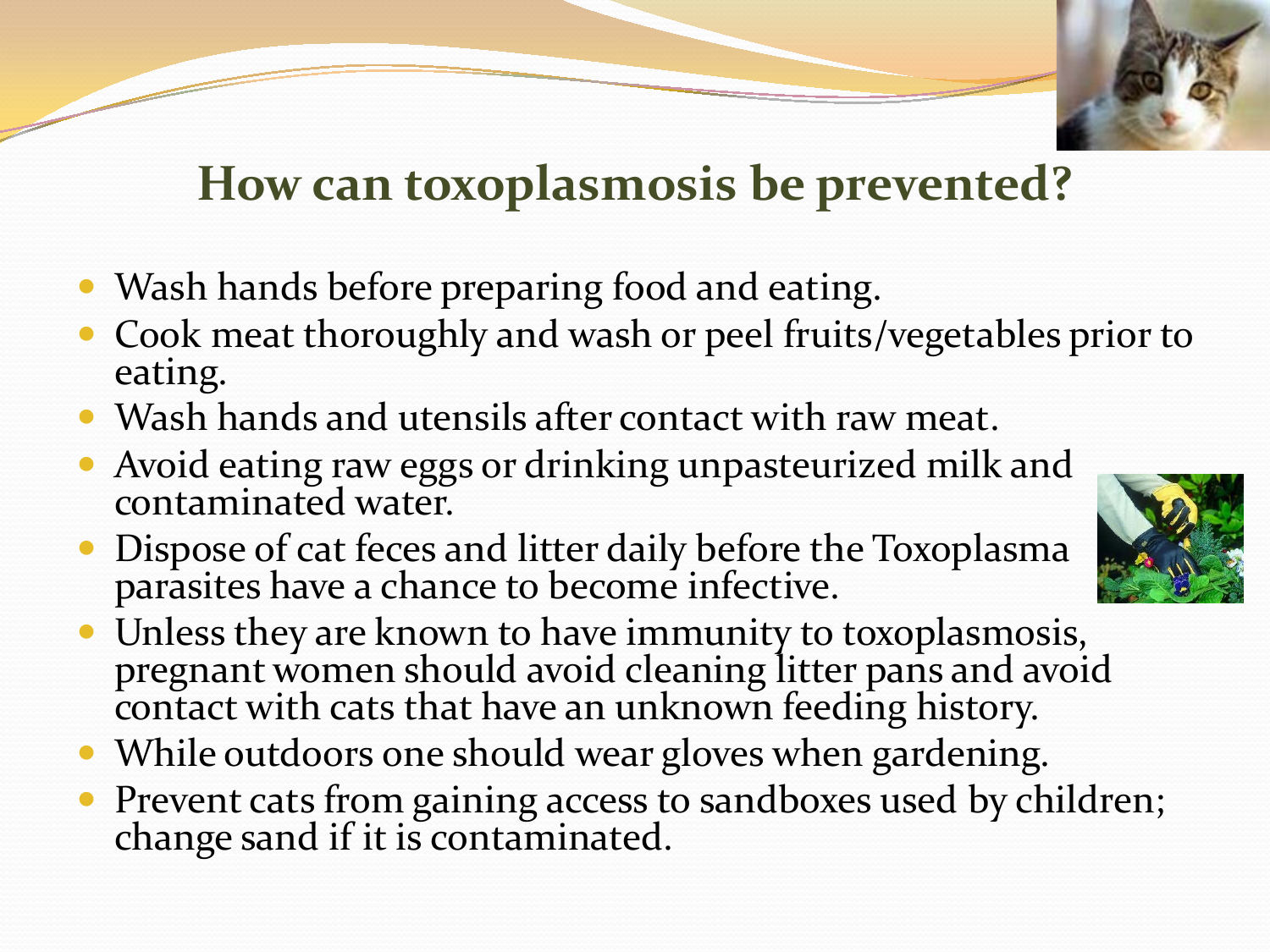## How can toxoplasmosis be prevented?

- Wash hands before preparing food and eating.
- Cook meat thoroughly and wash or peel fruits/vegetables prior to eating.
- Wash hands and utensils after contact with raw meat.
- Avoid eating raw eggs or drinking unpasteurized milk and contaminated water.
- Dispose of cat feces and litter daily before the Toxoplasma parasites have a chance to become infective.
- Unless they are known to have immunity to toxoplasmosis, pregnant women should avoid cleaning litter pans and avoid contact with cats that have an unknown feeding history.
- While outdoors one should wear gloves when gardening.
- Prevent cats from gaining access to sandboxes used by children; change sand if it is contaminated.